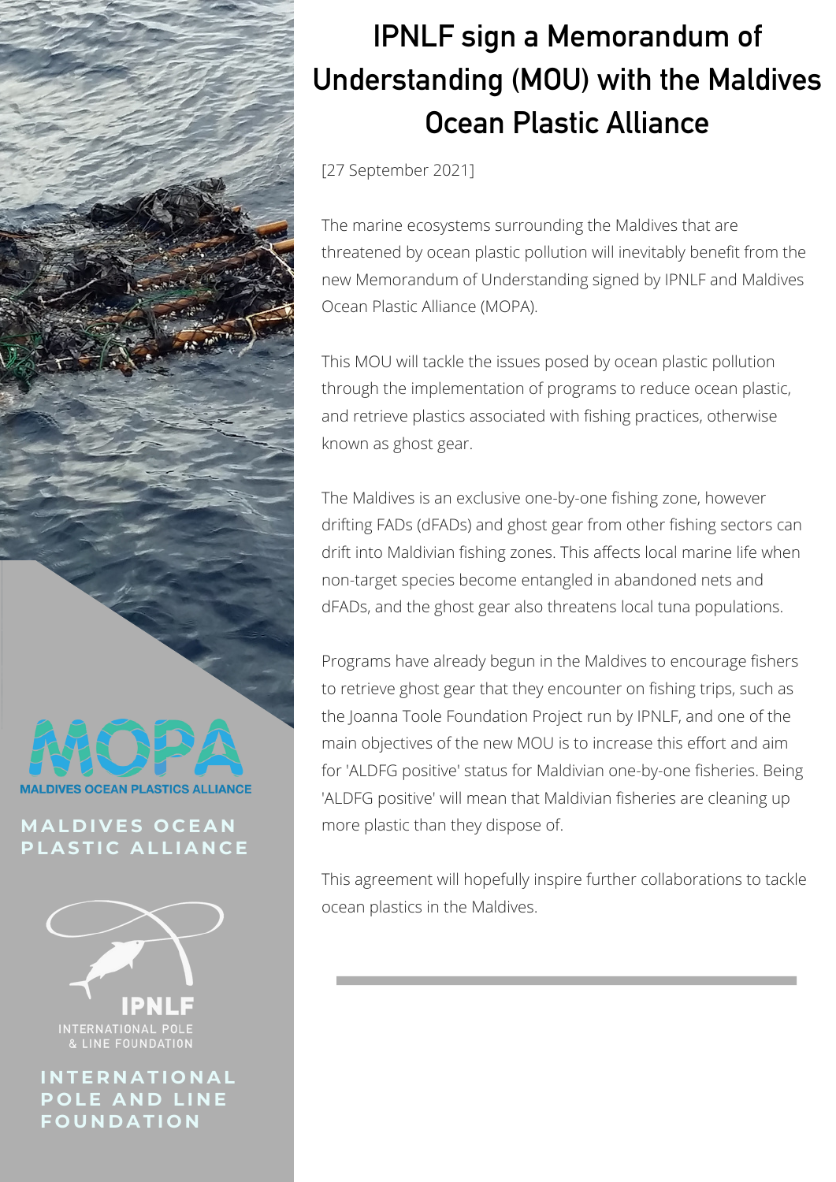# IPNLF sign a Memorandum of Understanding (MOU) with the Maldives Ocean Plastic Alliance

[27 September 2021]

The marine ecosystems surrounding the Maldives that are threatened by ocean plastic pollution will inevitably benefit from the new Memorandum of Understanding signed by IPNLF and Maldives Ocean Plastic Alliance (MOPA).

This MOU will tackle the issues posed by ocean plastic pollution through the implementation of programs to reduce ocean plastic, and retrieve plastics associated with fishing practices, otherwise known as ghost gear.

The Maldives is an exclusive one-by-one fishing zone, however drifting FADs (dFADs) and ghost gear from other fishing sectors can drift into Maldivian fishing zones. This affects local marine life when non-target species become entangled in abandoned nets and dFADs, and the ghost gear also threatens local tuna populations.

Programs have already begun in the Maldives to encourage fishers to retrieve ghost gear that they encounter on fishing trips, such as the Joanna Toole Foundation Project run by IPNLF, and one of the main objectives of the new MOU is to increase this effort and aim for 'ALDFG positive' status for Maldivian one-by-one fisheries. Being 'ALDFG positive' will mean that Maldivian fisheries are cleaning up more plastic than they dispose of.

This agreement will hopefully inspire further collaborations to tackle ocean plastics in the Maldives.

MOPA
MALDIVES OCEAN PLASTICS ALLIANCE

MALDIVES OCEAN PLASTIC ALLIANCE

IPNLF
INTERNATIONAL POLE & LINE FOUNDATION

INTERNATIONAL POLE AND LINE FOUNDATION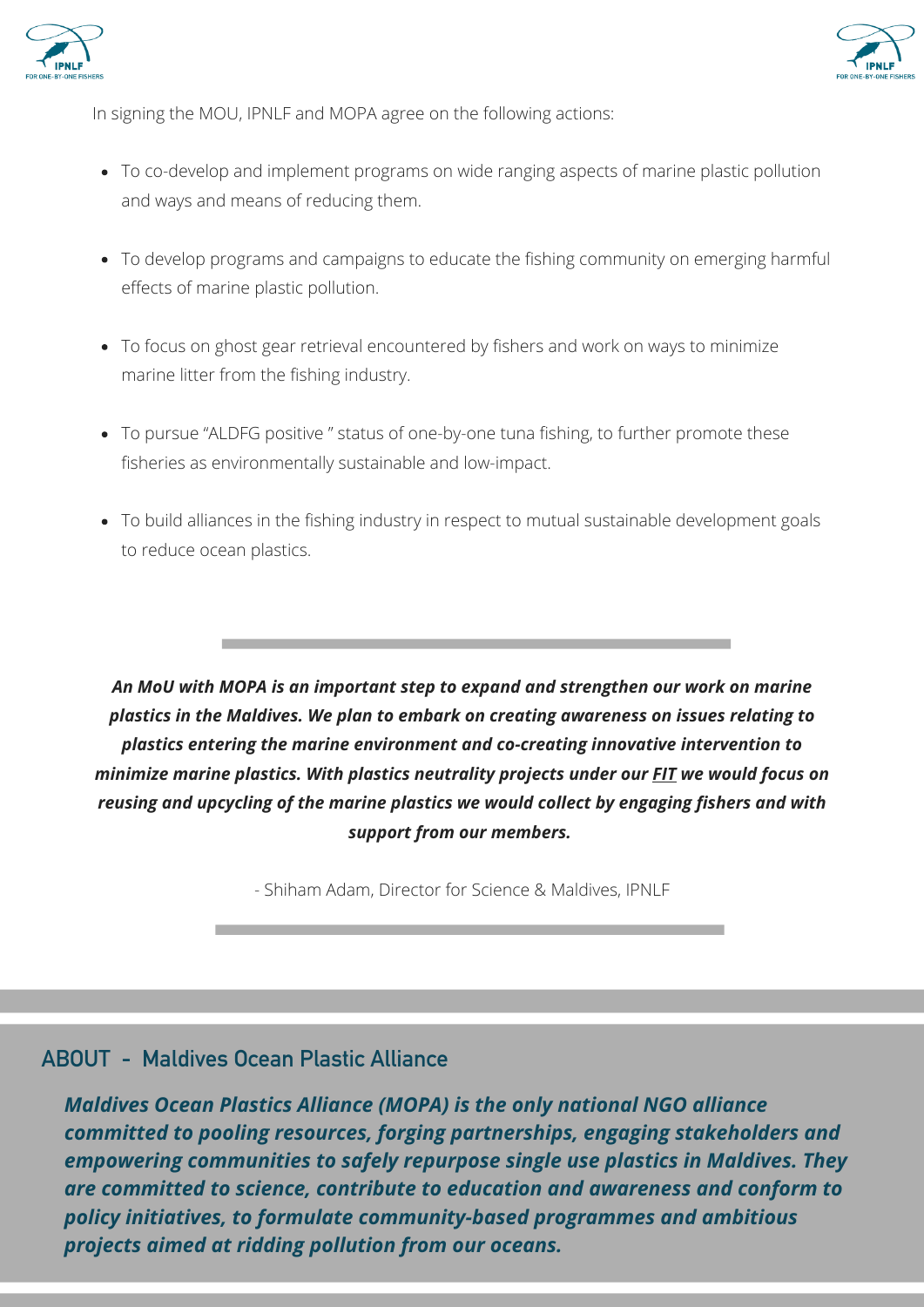In signing the MOU, IPNLF and MOPA agree on the following actions:

- To co-develop and implement programs on wide ranging aspects of marine plastic pollution and ways and means of reducing them.
- To develop programs and campaigns to educate the fishing community on emerging harmful effects of marine plastic pollution.
- To focus on ghost gear retrieval encountered by fishers and work on ways to minimize marine litter from the fishing industry.
- To pursue "ALDFG positive " status of one-by-one tuna fishing, to further promote these fisheries as environmentally sustainable and low-impact.
- To build alliances in the fishing industry in respect to mutual sustainable development goals to reduce ocean plastics.

***An MoU with MOPA is an important step to expand and strengthen our work on marine plastics in the Maldives. We plan to embark on creating awareness on issues relating to plastics entering the marine environment and co-creating innovative intervention to minimize marine plastics. With plastics neutrality projects under our FIT we would focus on reusing and upcycling of the marine plastics we would collect by engaging fishers and with support from our members.***

\- Shiham Adam, Director for Science & Maldives, IPNLF

## ABOUT - Maldives Ocean Plastic Alliance

***Maldives Ocean Plastics Alliance (MOPA) is the only national NGO alliance committed to pooling resources, forging partnerships, engaging stakeholders and empowering communities to safely repurpose single use plastics in Maldives. They are committed to science, contribute to education and awareness and conform to policy initiatives, to formulate community-based programmes and ambitious projects aimed at ridding pollution from our oceans.***